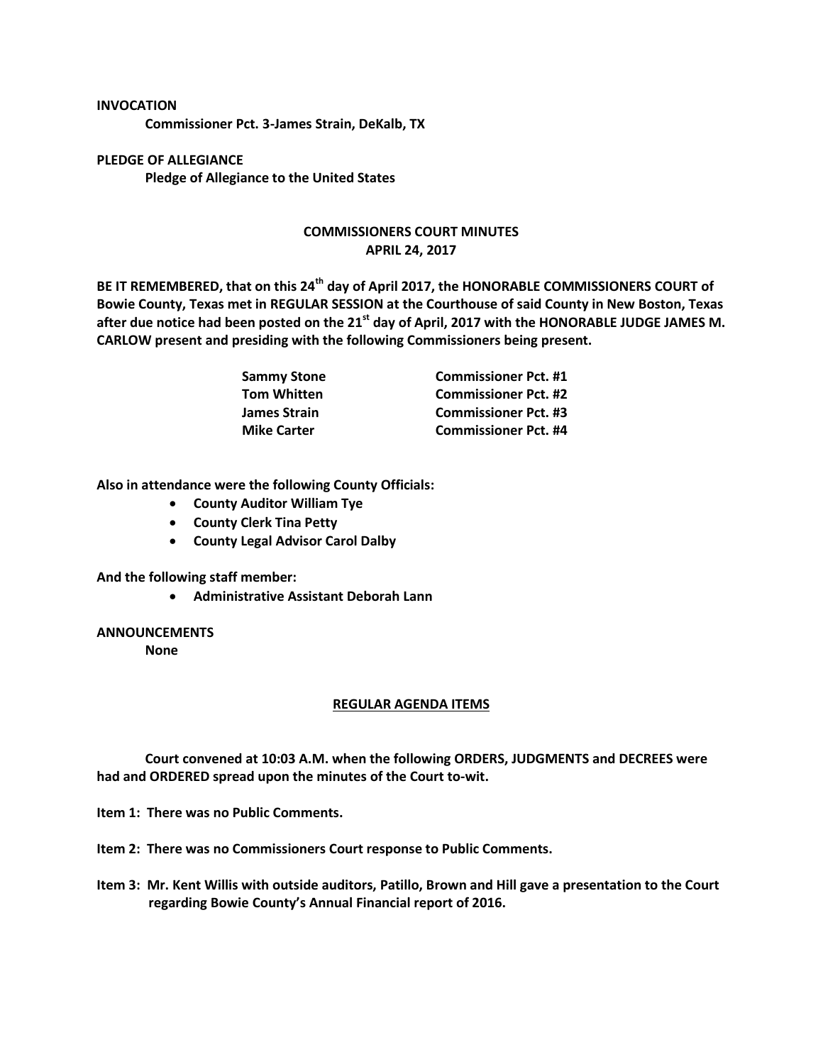**INVOCATION**

**Commissioner Pct. 3-James Strain, DeKalb, TX**

**PLEDGE OF ALLEGIANCE**

**Pledge of Allegiance to the United States**

## COMMISSIONERS COURT MINUTES
## APRIL 24, 2017

**BE IT REMEMBERED, that on this 24th day of April 2017, the HONORABLE COMMISSIONERS COURT of Bowie County, Texas met in REGULAR SESSION at the Courthouse of said County in New Boston, Texas after due notice had been posted on the 21st day of April, 2017 with the HONORABLE JUDGE JAMES M. CARLOW present and presiding with the following Commissioners being present.**

| | |
|---|---|
| **Sammy Stone** | **Commissioner Pct. #1** |
| **Tom Whitten** | **Commissioner Pct. #2** |
| **James Strain** | **Commissioner Pct. #3** |
| **Mike Carter** | **Commissioner Pct. #4** |

**Also in attendance were the following County Officials:**

- **County Auditor William Tye**
- **County Clerk Tina Petty**
- **County Legal Advisor Carol Dalby**

**And the following staff member:**

- **Administrative Assistant Deborah Lann**

**ANNOUNCEMENTS**

**None**

## REGULAR AGENDA ITEMS

**Court convened at 10:03 A.M. when the following ORDERS, JUDGMENTS and DECREES were had and ORDERED spread upon the minutes of the Court to-wit.**

**Item 1: There was no Public Comments.**

**Item 2: There was no Commissioners Court response to Public Comments.**

**Item 3: Mr. Kent Willis with outside auditors, Patillo, Brown and Hill gave a presentation to the Court regarding Bowie County's Annual Financial report of 2016.**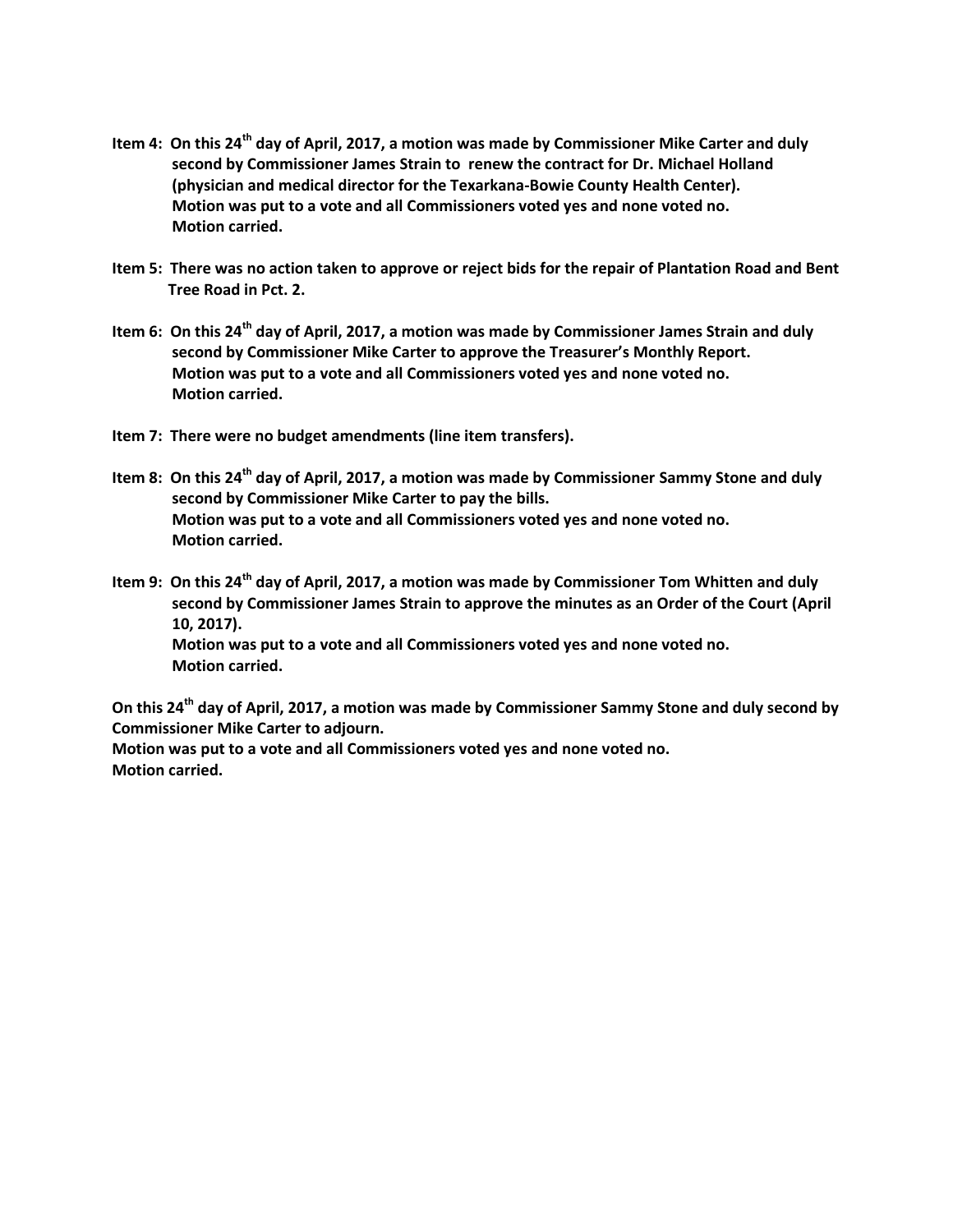**Item 4: On this 24th day of April, 2017, a motion was made by Commissioner Mike Carter and duly second by Commissioner James Strain to renew the contract for Dr. Michael Holland (physician and medical director for the Texarkana-Bowie County Health Center).**
**Motion was put to a vote and all Commissioners voted yes and none voted no.**
**Motion carried.**

**Item 5: There was no action taken to approve or reject bids for the repair of Plantation Road and Bent Tree Road in Pct. 2.**

**Item 6: On this 24th day of April, 2017, a motion was made by Commissioner James Strain and duly second by Commissioner Mike Carter to approve the Treasurer's Monthly Report.**
**Motion was put to a vote and all Commissioners voted yes and none voted no.**
**Motion carried.**

**Item 7: There were no budget amendments (line item transfers).**

**Item 8: On this 24th day of April, 2017, a motion was made by Commissioner Sammy Stone and duly second by Commissioner Mike Carter to pay the bills.**
**Motion was put to a vote and all Commissioners voted yes and none voted no.**
**Motion carried.**

**Item 9: On this 24th day of April, 2017, a motion was made by Commissioner Tom Whitten and duly second by Commissioner James Strain to approve the minutes as an Order of the Court (April 10, 2017).**
**Motion was put to a vote and all Commissioners voted yes and none voted no.**
**Motion carried.**

**On this 24th day of April, 2017, a motion was made by Commissioner Sammy Stone and duly second by Commissioner Mike Carter to adjourn.**
**Motion was put to a vote and all Commissioners voted yes and none voted no.**
**Motion carried.**